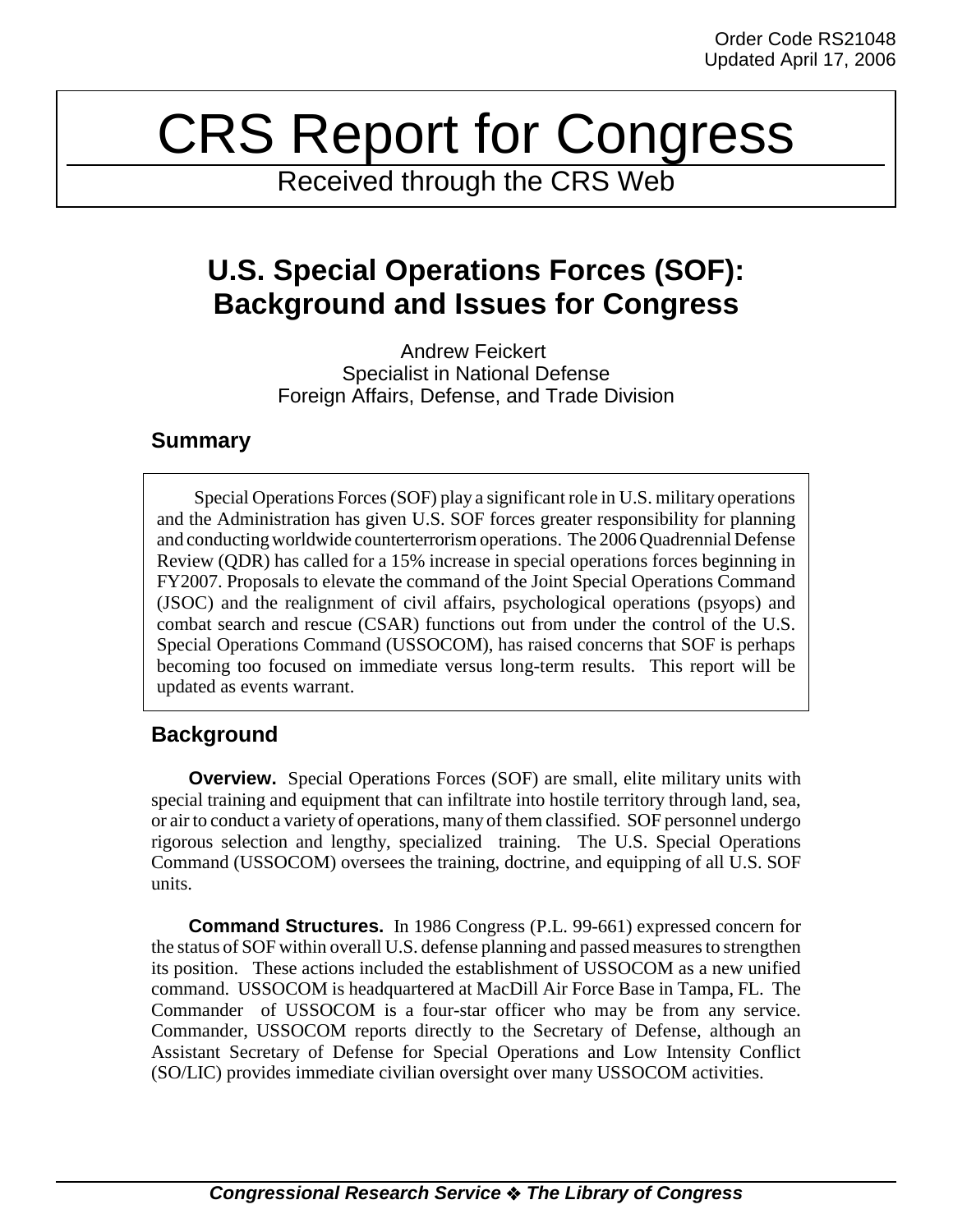Order Code RS21048
Updated April 17, 2006

# CRS Report for Congress

Received through the CRS Web

# U.S. Special Operations Forces (SOF): Background and Issues for Congress

Andrew Feickert
Specialist in National Defense
Foreign Affairs, Defense, and Trade Division

## Summary

Special Operations Forces (SOF) play a significant role in U.S. military operations and the Administration has given U.S. SOF forces greater responsibility for planning and conducting worldwide counterterrorism operations. The 2006 Quadrennial Defense Review (QDR) has called for a 15% increase in special operations forces beginning in FY2007. Proposals to elevate the command of the Joint Special Operations Command (JSOC) and the realignment of civil affairs, psychological operations (psyops) and combat search and rescue (CSAR) functions out from under the control of the U.S. Special Operations Command (USSOCOM), has raised concerns that SOF is perhaps becoming too focused on immediate versus long-term results. This report will be updated as events warrant.

## Background

**Overview.** Special Operations Forces (SOF) are small, elite military units with special training and equipment that can infiltrate into hostile territory through land, sea, or air to conduct a variety of operations, many of them classified. SOF personnel undergo rigorous selection and lengthy, specialized training. The U.S. Special Operations Command (USSOCOM) oversees the training, doctrine, and equipping of all U.S. SOF units.

**Command Structures.** In 1986 Congress (P.L. 99-661) expressed concern for the status of SOF within overall U.S. defense planning and passed measures to strengthen its position. These actions included the establishment of USSOCOM as a new unified command. USSOCOM is headquartered at MacDill Air Force Base in Tampa, FL. The Commander of USSOCOM is a four-star officer who may be from any service. Commander, USSOCOM reports directly to the Secretary of Defense, although an Assistant Secretary of Defense for Special Operations and Low Intensity Conflict (SO/LIC) provides immediate civilian oversight over many USSOCOM activities.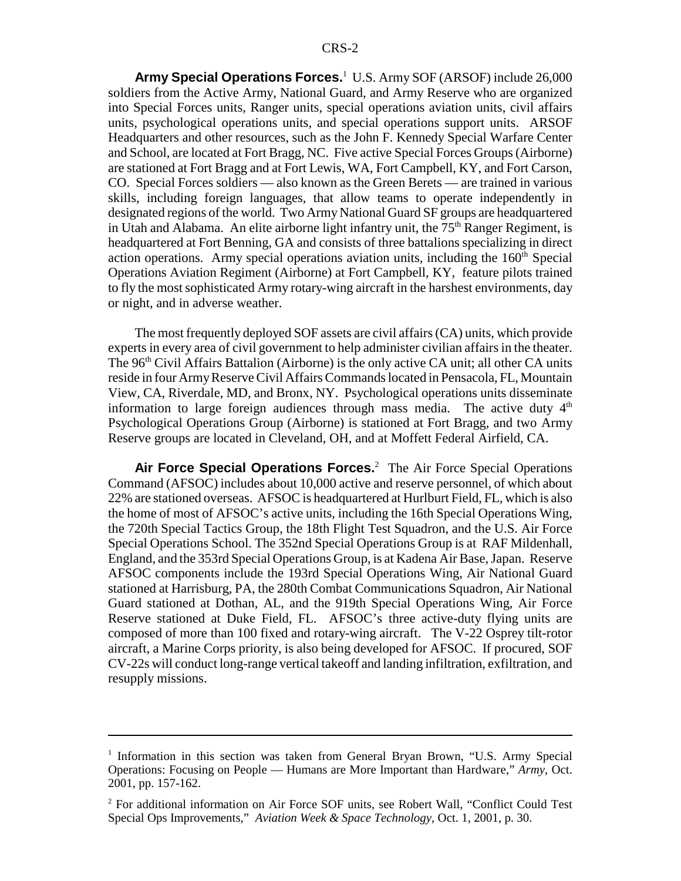**Army Special Operations Forces.**[1] U.S. Army SOF (ARSOF) include 26,000 soldiers from the Active Army, National Guard, and Army Reserve who are organized into Special Forces units, Ranger units, special operations aviation units, civil affairs units, psychological operations units, and special operations support units. ARSOF Headquarters and other resources, such as the John F. Kennedy Special Warfare Center and School, are located at Fort Bragg, NC. Five active Special Forces Groups (Airborne) are stationed at Fort Bragg and at Fort Lewis, WA, Fort Campbell, KY, and Fort Carson, CO. Special Forces soldiers — also known as the Green Berets — are trained in various skills, including foreign languages, that allow teams to operate independently in designated regions of the world. Two Army National Guard SF groups are headquartered in Utah and Alabama. An elite airborne light infantry unit, the 75th Ranger Regiment, is headquartered at Fort Benning, GA and consists of three battalions specializing in direct action operations. Army special operations aviation units, including the 160th Special Operations Aviation Regiment (Airborne) at Fort Campbell, KY, feature pilots trained to fly the most sophisticated Army rotary-wing aircraft in the harshest environments, day or night, and in adverse weather.

The most frequently deployed SOF assets are civil affairs (CA) units, which provide experts in every area of civil government to help administer civilian affairs in the theater. The 96th Civil Affairs Battalion (Airborne) is the only active CA unit; all other CA units reside in four Army Reserve Civil Affairs Commands located in Pensacola, FL, Mountain View, CA, Riverdale, MD, and Bronx, NY. Psychological operations units disseminate information to large foreign audiences through mass media. The active duty 4th Psychological Operations Group (Airborne) is stationed at Fort Bragg, and two Army Reserve groups are located in Cleveland, OH, and at Moffett Federal Airfield, CA.

**Air Force Special Operations Forces.**[2] The Air Force Special Operations Command (AFSOC) includes about 10,000 active and reserve personnel, of which about 22% are stationed overseas. AFSOC is headquartered at Hurlburt Field, FL, which is also the home of most of AFSOC's active units, including the 16th Special Operations Wing, the 720th Special Tactics Group, the 18th Flight Test Squadron, and the U.S. Air Force Special Operations School. The 352nd Special Operations Group is at RAF Mildenhall, England, and the 353rd Special Operations Group, is at Kadena Air Base, Japan. Reserve AFSOC components include the 193rd Special Operations Wing, Air National Guard stationed at Harrisburg, PA, the 280th Combat Communications Squadron, Air National Guard stationed at Dothan, AL, and the 919th Special Operations Wing, Air Force Reserve stationed at Duke Field, FL. AFSOC's three active-duty flying units are composed of more than 100 fixed and rotary-wing aircraft. The V-22 Osprey tilt-rotor aircraft, a Marine Corps priority, is also being developed for AFSOC. If procured, SOF CV-22s will conduct long-range vertical takeoff and landing infiltration, exfiltration, and resupply missions.

---

[1] Information in this section was taken from General Bryan Brown, "U.S. Army Special Operations: Focusing on People — Humans are More Important than Hardware," *Army*, Oct. 2001, pp. 157-162.

[2] For additional information on Air Force SOF units, see Robert Wall, "Conflict Could Test Special Ops Improvements," *Aviation Week & Space Technology*, Oct. 1, 2001, p. 30.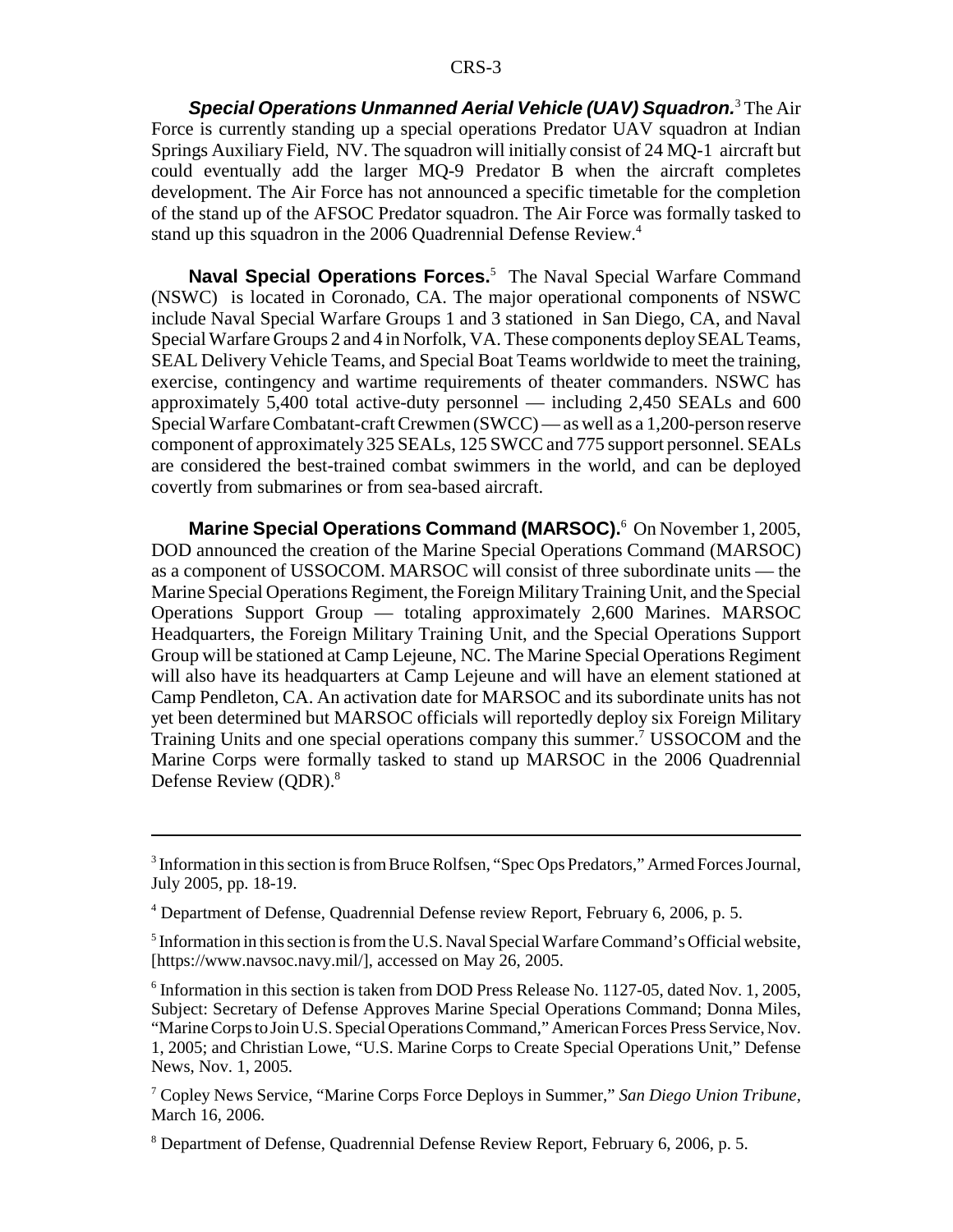***Special Operations Unmanned Aerial Vehicle (UAV) Squadron.***[3] The Air Force is currently standing up a special operations Predator UAV squadron at Indian Springs Auxiliary Field, NV. The squadron will initially consist of 24 MQ-1 aircraft but could eventually add the larger MQ-9 Predator B when the aircraft completes development. The Air Force has not announced a specific timetable for the completion of the stand up of the AFSOC Predator squadron. The Air Force was formally tasked to stand up this squadron in the 2006 Quadrennial Defense Review.[4]

**Naval Special Operations Forces.**[5] The Naval Special Warfare Command (NSWC) is located in Coronado, CA. The major operational components of NSWC include Naval Special Warfare Groups 1 and 3 stationed in San Diego, CA, and Naval Special Warfare Groups 2 and 4 in Norfolk, VA. These components deploy SEAL Teams, SEAL Delivery Vehicle Teams, and Special Boat Teams worldwide to meet the training, exercise, contingency and wartime requirements of theater commanders. NSWC has approximately 5,400 total active-duty personnel — including 2,450 SEALs and 600 Special Warfare Combatant-craft Crewmen (SWCC) — as well as a 1,200-person reserve component of approximately 325 SEALs, 125 SWCC and 775 support personnel. SEALs are considered the best-trained combat swimmers in the world, and can be deployed covertly from submarines or from sea-based aircraft.

**Marine Special Operations Command (MARSOC).**[6] On November 1, 2005, DOD announced the creation of the Marine Special Operations Command (MARSOC) as a component of USSOCOM. MARSOC will consist of three subordinate units — the Marine Special Operations Regiment, the Foreign Military Training Unit, and the Special Operations Support Group — totaling approximately 2,600 Marines. MARSOC Headquarters, the Foreign Military Training Unit, and the Special Operations Support Group will be stationed at Camp Lejeune, NC. The Marine Special Operations Regiment will also have its headquarters at Camp Lejeune and will have an element stationed at Camp Pendleton, CA. An activation date for MARSOC and its subordinate units has not yet been determined but MARSOC officials will reportedly deploy six Foreign Military Training Units and one special operations company this summer.[7] USSOCOM and the Marine Corps were formally tasked to stand up MARSOC in the 2006 Quadrennial Defense Review (QDR).[8]

---

[3] Information in this section is from Bruce Rolfsen, "Spec Ops Predators," Armed Forces Journal, July 2005, pp. 18-19.

[4] Department of Defense, Quadrennial Defense review Report, February 6, 2006, p. 5.

[5] Information in this section is from the U.S. Naval Special Warfare Command's Official website, [https://www.navsoc.navy.mil/], accessed on May 26, 2005.

[6] Information in this section is taken from DOD Press Release No. 1127-05, dated Nov. 1, 2005, Subject: Secretary of Defense Approves Marine Special Operations Command; Donna Miles, "Marine Corps to Join U.S. Special Operations Command," American Forces Press Service, Nov. 1, 2005; and Christian Lowe, "U.S. Marine Corps to Create Special Operations Unit," Defense News, Nov. 1, 2005.

[7] Copley News Service, "Marine Corps Force Deploys in Summer," *San Diego Union Tribune*, March 16, 2006.

[8] Department of Defense, Quadrennial Defense Review Report, February 6, 2006, p. 5.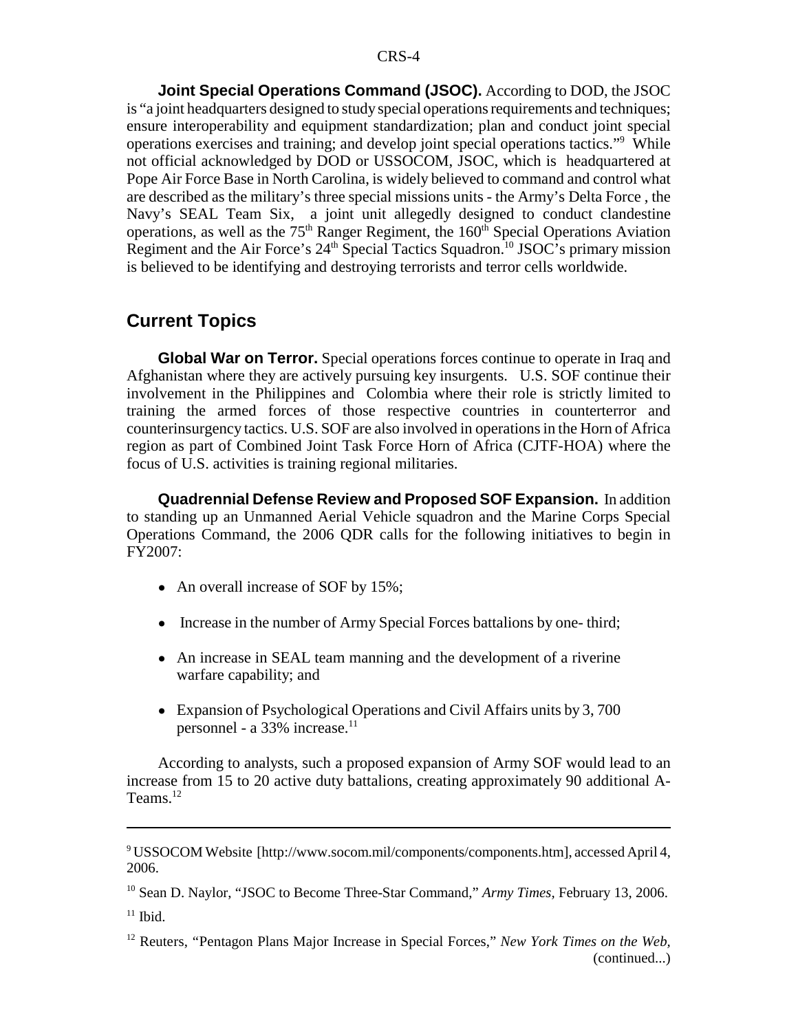**Joint Special Operations Command (JSOC).** According to DOD, the JSOC is "a joint headquarters designed to study special operations requirements and techniques; ensure interoperability and equipment standardization; plan and conduct joint special operations exercises and training; and develop joint special operations tactics."[9] While not official acknowledged by DOD or USSOCOM, JSOC, which is headquartered at Pope Air Force Base in North Carolina, is widely believed to command and control what are described as the military's three special missions units - the Army's Delta Force , the Navy's SEAL Team Six, a joint unit allegedly designed to conduct clandestine operations, as well as the 75th Ranger Regiment, the 160th Special Operations Aviation Regiment and the Air Force's 24th Special Tactics Squadron.[10] JSOC's primary mission is believed to be identifying and destroying terrorists and terror cells worldwide.

## Current Topics

**Global War on Terror.** Special operations forces continue to operate in Iraq and Afghanistan where they are actively pursuing key insurgents. U.S. SOF continue their involvement in the Philippines and Colombia where their role is strictly limited to training the armed forces of those respective countries in counterterror and counterinsurgency tactics. U.S. SOF are also involved in operations in the Horn of Africa region as part of Combined Joint Task Force Horn of Africa (CJTF-HOA) where the focus of U.S. activities is training regional militaries.

**Quadrennial Defense Review and Proposed SOF Expansion.** In addition to standing up an Unmanned Aerial Vehicle squadron and the Marine Corps Special Operations Command, the 2006 QDR calls for the following initiatives to begin in FY2007:

- An overall increase of SOF by 15%;
- Increase in the number of Army Special Forces battalions by one- third;
- An increase in SEAL team manning and the development of a riverine warfare capability; and
- Expansion of Psychological Operations and Civil Affairs units by 3, 700 personnel - a 33% increase.[11]

According to analysts, such a proposed expansion of Army SOF would lead to an increase from 15 to 20 active duty battalions, creating approximately 90 additional A-Teams.[12]

---

[9] USSOCOM Website [http://www.socom.mil/components/components.htm], accessed April 4, 2006.

[10] Sean D. Naylor, "JSOC to Become Three-Star Command," *Army Times,* February 13, 2006.

[11] Ibid.

[12] Reuters, "Pentagon Plans Major Increase in Special Forces," *New York Times on the Web,* (continued...)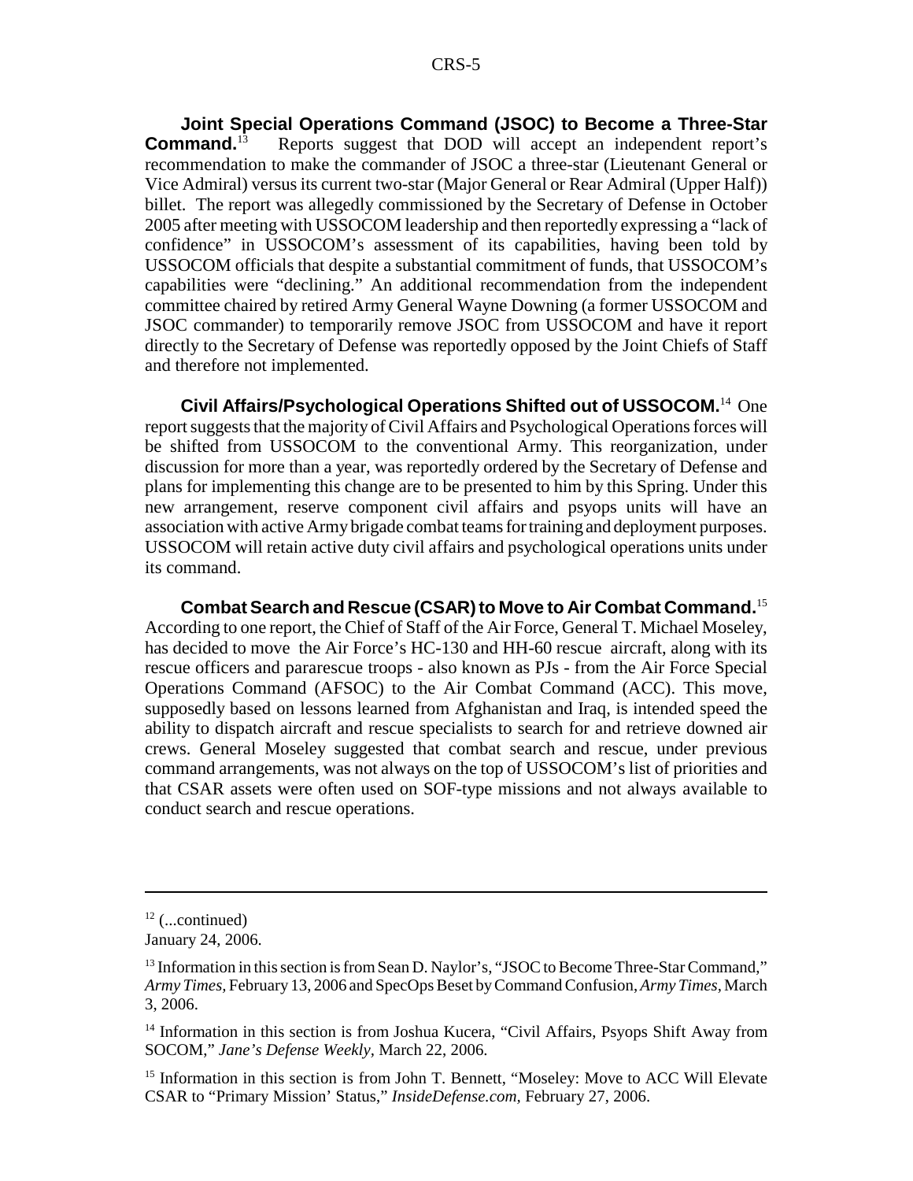**Joint Special Operations Command (JSOC) to Become a Three-Star Command.**[13] Reports suggest that DOD will accept an independent report's recommendation to make the commander of JSOC a three-star (Lieutenant General or Vice Admiral) versus its current two-star (Major General or Rear Admiral (Upper Half)) billet. The report was allegedly commissioned by the Secretary of Defense in October 2005 after meeting with USSOCOM leadership and then reportedly expressing a "lack of confidence" in USSOCOM's assessment of its capabilities, having been told by USSOCOM officials that despite a substantial commitment of funds, that USSOCOM's capabilities were "declining." An additional recommendation from the independent committee chaired by retired Army General Wayne Downing (a former USSOCOM and JSOC commander) to temporarily remove JSOC from USSOCOM and have it report directly to the Secretary of Defense was reportedly opposed by the Joint Chiefs of Staff and therefore not implemented.

**Civil Affairs/Psychological Operations Shifted out of USSOCOM.**[14] One report suggests that the majority of Civil Affairs and Psychological Operations forces will be shifted from USSOCOM to the conventional Army. This reorganization, under discussion for more than a year, was reportedly ordered by the Secretary of Defense and plans for implementing this change are to be presented to him by this Spring. Under this new arrangement, reserve component civil affairs and psyops units will have an association with active Army brigade combat teams for training and deployment purposes. USSOCOM will retain active duty civil affairs and psychological operations units under its command.

**Combat Search and Rescue (CSAR) to Move to Air Combat Command.**[15] According to one report, the Chief of Staff of the Air Force, General T. Michael Moseley, has decided to move the Air Force's HC-130 and HH-60 rescue aircraft, along with its rescue officers and pararescue troops - also known as PJs - from the Air Force Special Operations Command (AFSOC) to the Air Combat Command (ACC). This move, supposedly based on lessons learned from Afghanistan and Iraq, is intended speed the ability to dispatch aircraft and rescue specialists to search for and retrieve downed air crews. General Moseley suggested that combat search and rescue, under previous command arrangements, was not always on the top of USSOCOM's list of priorities and that CSAR assets were often used on SOF-type missions and not always available to conduct search and rescue operations.

---

[12] (...continued)
January 24, 2006.

[13] Information in this section is from Sean D. Naylor's, "JSOC to Become Three-Star Command," *Army Times*, February 13, 2006 and SpecOps Beset by Command Confusion, *Army Times*, March 3, 2006.

[14] Information in this section is from Joshua Kucera, "Civil Affairs, Psyops Shift Away from SOCOM," *Jane's Defense Weekly*, March 22, 2006.

[15] Information in this section is from John T. Bennett, "Moseley: Move to ACC Will Elevate CSAR to "Primary Mission' Status," *InsideDefense.com*, February 27, 2006.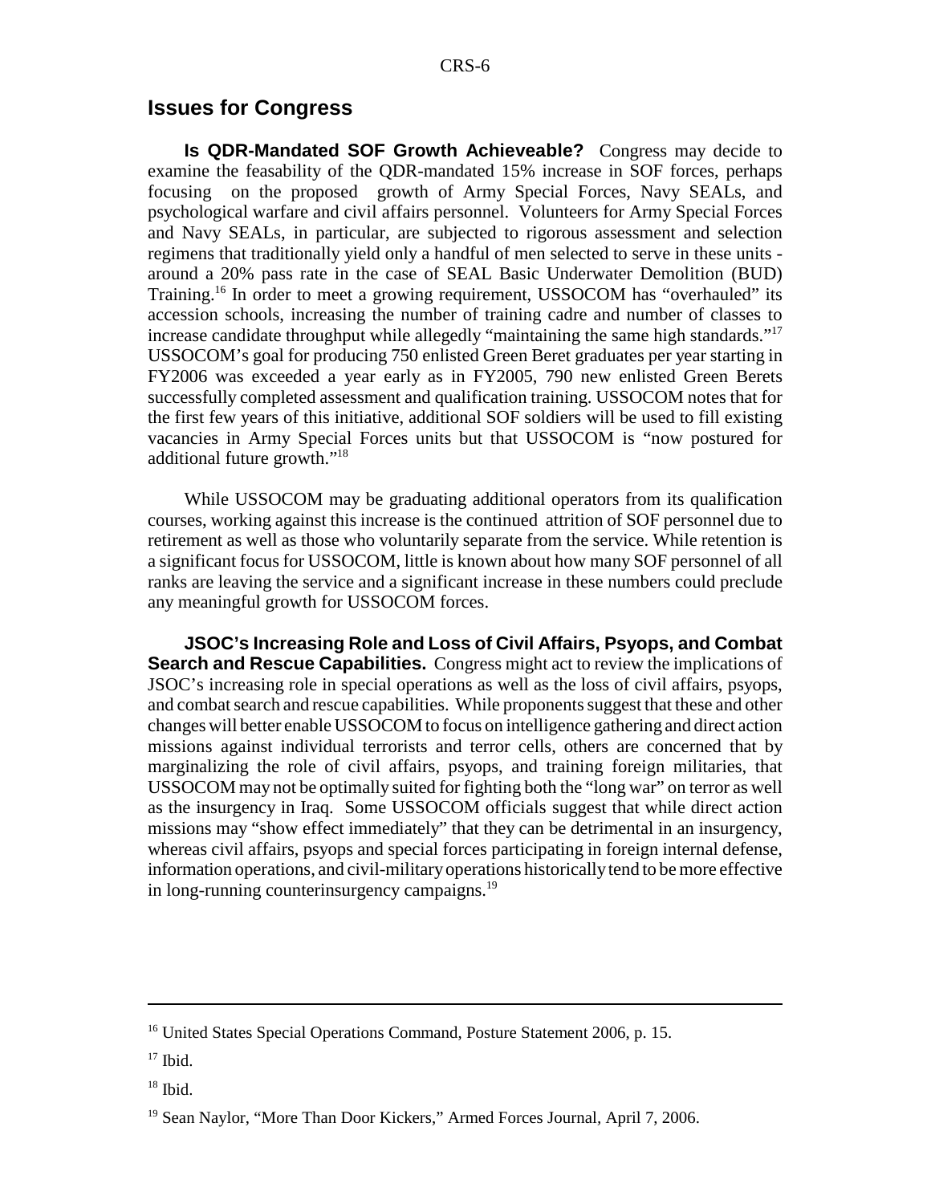## Issues for Congress

**Is QDR-Mandated SOF Growth Achieveable?** Congress may decide to examine the feasability of the QDR-mandated 15% increase in SOF forces, perhaps focusing on the proposed growth of Army Special Forces, Navy SEALs, and psychological warfare and civil affairs personnel. Volunteers for Army Special Forces and Navy SEALs, in particular, are subjected to rigorous assessment and selection regimens that traditionally yield only a handful of men selected to serve in these units - around a 20% pass rate in the case of SEAL Basic Underwater Demolition (BUD) Training.[16] In order to meet a growing requirement, USSOCOM has "overhauled" its accession schools, increasing the number of training cadre and number of classes to increase candidate throughput while allegedly "maintaining the same high standards."[17] USSOCOM's goal for producing 750 enlisted Green Beret graduates per year starting in FY2006 was exceeded a year early as in FY2005, 790 new enlisted Green Berets successfully completed assessment and qualification training. USSOCOM notes that for the first few years of this initiative, additional SOF soldiers will be used to fill existing vacancies in Army Special Forces units but that USSOCOM is "now postured for additional future growth."[18]

While USSOCOM may be graduating additional operators from its qualification courses, working against this increase is the continued attrition of SOF personnel due to retirement as well as those who voluntarily separate from the service. While retention is a significant focus for USSOCOM, little is known about how many SOF personnel of all ranks are leaving the service and a significant increase in these numbers could preclude any meaningful growth for USSOCOM forces.

**JSOC's Increasing Role and Loss of Civil Affairs, Psyops, and Combat Search and Rescue Capabilities.** Congress might act to review the implications of JSOC's increasing role in special operations as well as the loss of civil affairs, psyops, and combat search and rescue capabilities. While proponents suggest that these and other changes will better enable USSOCOM to focus on intelligence gathering and direct action missions against individual terrorists and terror cells, others are concerned that by marginalizing the role of civil affairs, psyops, and training foreign militaries, that USSOCOM may not be optimally suited for fighting both the "long war" on terror as well as the insurgency in Iraq. Some USSOCOM officials suggest that while direct action missions may "show effect immediately" that they can be detrimental in an insurgency, whereas civil affairs, psyops and special forces participating in foreign internal defense, information operations, and civil-military operations historically tend to be more effective in long-running counterinsurgency campaigns.[19]

---

[16] United States Special Operations Command, Posture Statement 2006, p. 15.

[17] Ibid.

[18] Ibid.

[19] Sean Naylor, "More Than Door Kickers," Armed Forces Journal, April 7, 2006.